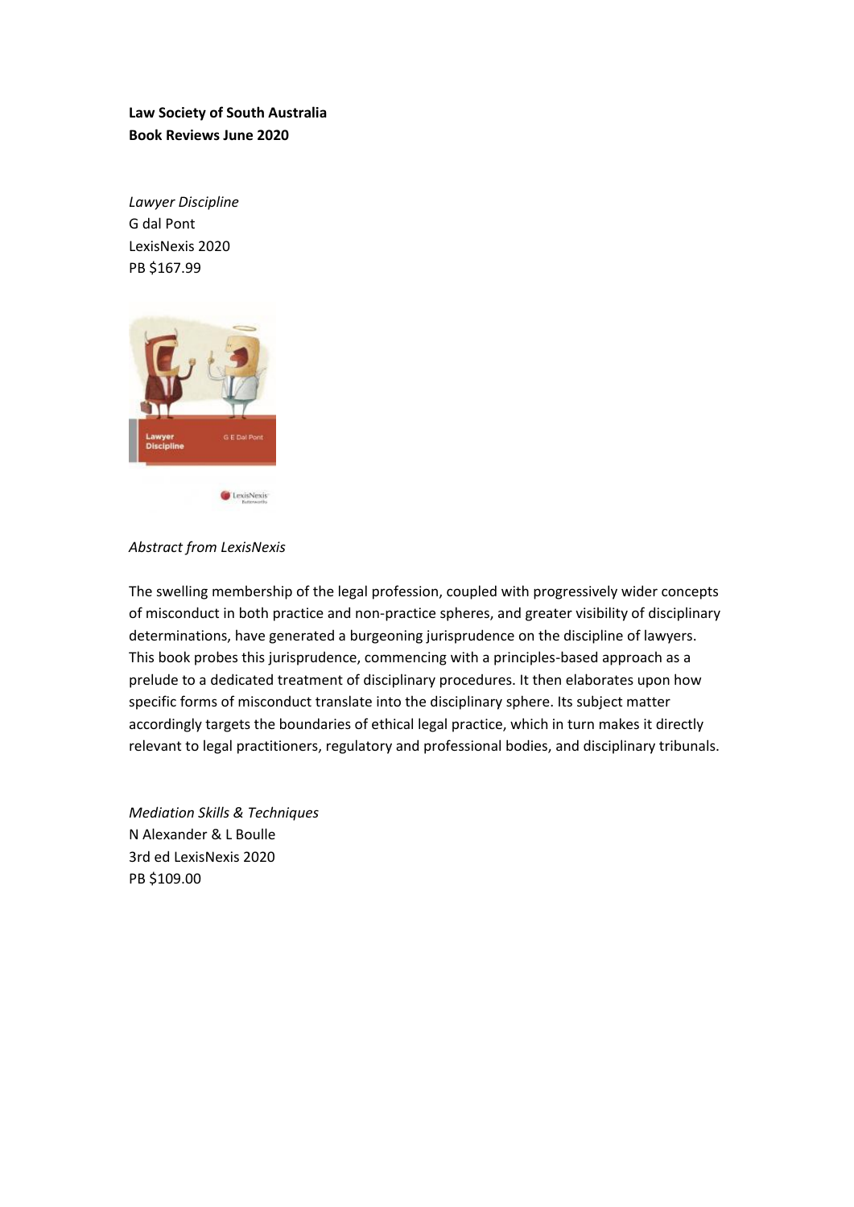**Law Society of South Australia**
**Book Reviews June 2020**

*Lawyer Discipline*
G dal Pont
LexisNexis 2020
PB $167.99

*Abstract from LexisNexis*

The swelling membership of the legal profession, coupled with progressively wider concepts of misconduct in both practice and non-practice spheres, and greater visibility of disciplinary determinations, have generated a burgeoning jurisprudence on the discipline of lawyers. This book probes this jurisprudence, commencing with a principles-based approach as a prelude to a dedicated treatment of disciplinary procedures. It then elaborates upon how specific forms of misconduct translate into the disciplinary sphere. Its subject matter accordingly targets the boundaries of ethical legal practice, which in turn makes it directly relevant to legal practitioners, regulatory and professional bodies, and disciplinary tribunals.

*Mediation Skills & Techniques*
N Alexander & L Boulle
3rd ed LexisNexis 2020
PB $109.00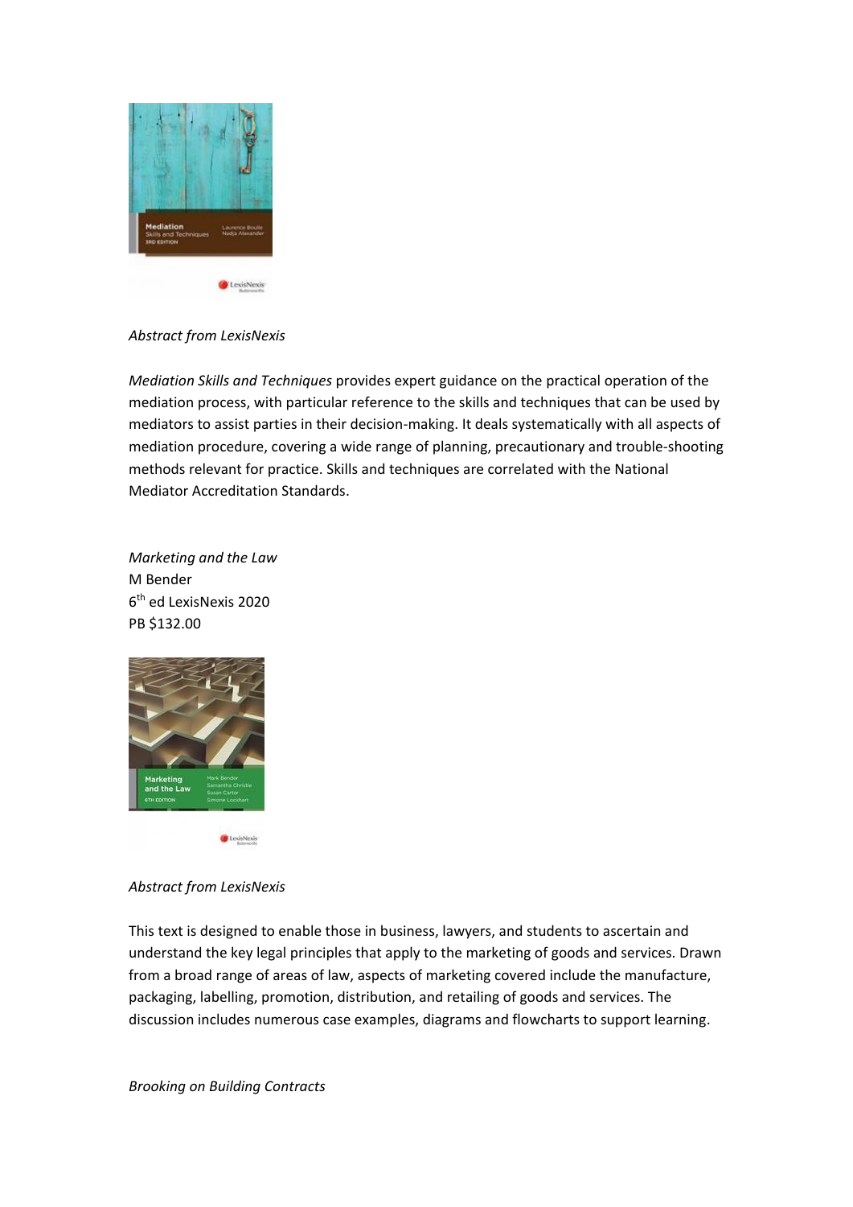*Abstract from LexisNexis*

*Mediation Skills and Techniques* provides expert guidance on the practical operation of the mediation process, with particular reference to the skills and techniques that can be used by mediators to assist parties in their decision-making. It deals systematically with all aspects of mediation procedure, covering a wide range of planning, precautionary and trouble-shooting methods relevant for practice. Skills and techniques are correlated with the National Mediator Accreditation Standards.

*Marketing and the Law*
M Bender
6th ed LexisNexis 2020
PB $132.00

*Abstract from LexisNexis*

This text is designed to enable those in business, lawyers, and students to ascertain and understand the key legal principles that apply to the marketing of goods and services. Drawn from a broad range of areas of law, aspects of marketing covered include the manufacture, packaging, labelling, promotion, distribution, and retailing of goods and services. The discussion includes numerous case examples, diagrams and flowcharts to support learning.

*Brooking on Building Contracts*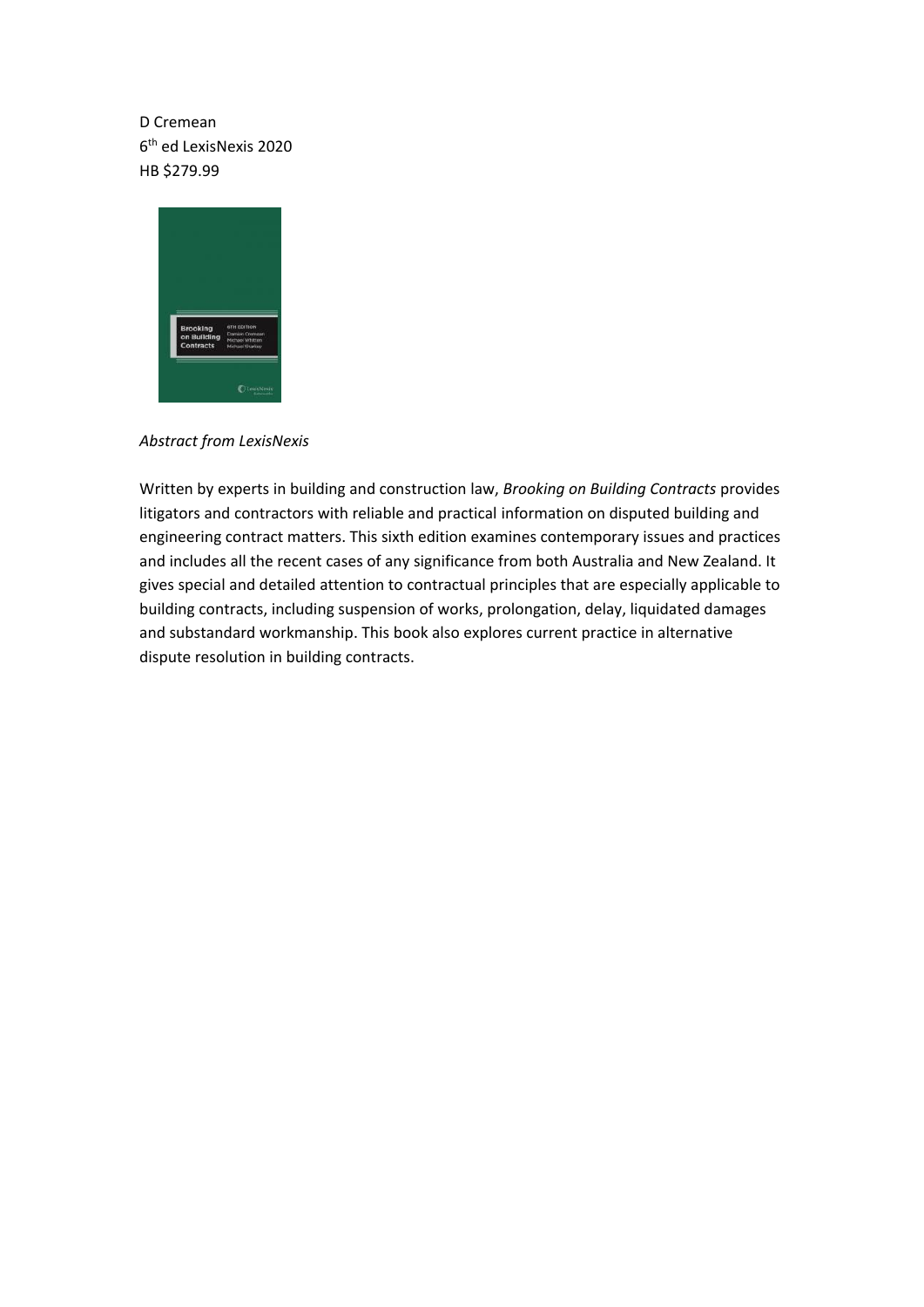D Cremean
6th ed LexisNexis 2020
HB $279.99

*Abstract from LexisNexis*

Written by experts in building and construction law, *Brooking on Building Contracts* provides litigators and contractors with reliable and practical information on disputed building and engineering contract matters. This sixth edition examines contemporary issues and practices and includes all the recent cases of any significance from both Australia and New Zealand. It gives special and detailed attention to contractual principles that are especially applicable to building contracts, including suspension of works, prolongation, delay, liquidated damages and substandard workmanship. This book also explores current practice in alternative dispute resolution in building contracts.